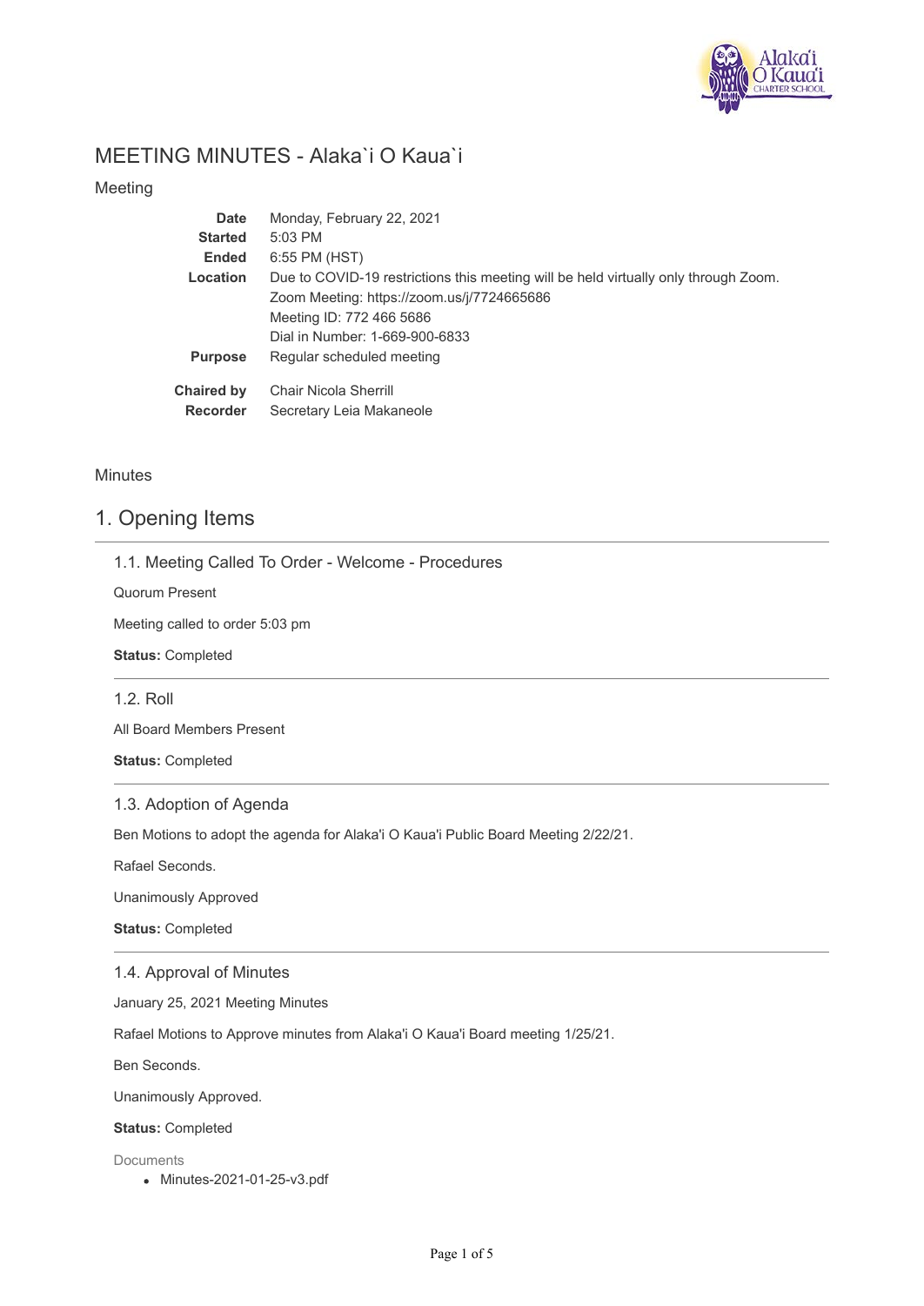# MEETING MINUTES - Alaka`i O Kaua`i

## Meeting

| | |
|---|---|
| **Date** | Monday, February 22, 2021 |
| **Started** | 5:03 PM |
| **Ended** | 6:55 PM (HST) |
| **Location** | Due to COVID-19 restrictions this meeting will be held virtually only through Zoom.<br>Zoom Meeting: https://zoom.us/j/7724665686<br>Meeting ID: 772 466 5686<br>Dial in Number: 1-669-900-6833 |
| **Purpose** | Regular scheduled meeting |
| **Chaired by** | Chair Nicola Sherrill |
| **Recorder** | Secretary Leia Makaneole |

## Minutes

# 1. Opening Items

### 1.1. Meeting Called To Order - Welcome - Procedures

Quorum Present

Meeting called to order 5:03 pm

**Status:** Completed

### 1.2. Roll

All Board Members Present

**Status:** Completed

### 1.3. Adoption of Agenda

Ben Motions to adopt the agenda for Alaka'i O Kaua'i Public Board Meeting 2/22/21.

Rafael Seconds.

Unanimously Approved

**Status:** Completed

### 1.4. Approval of Minutes

January 25, 2021 Meeting Minutes

Rafael Motions to Approve minutes from Alaka'i O Kaua'i Board meeting 1/25/21.

Ben Seconds.

Unanimously Approved.

**Status:** Completed

Documents

- Minutes-2021-01-25-v3.pdf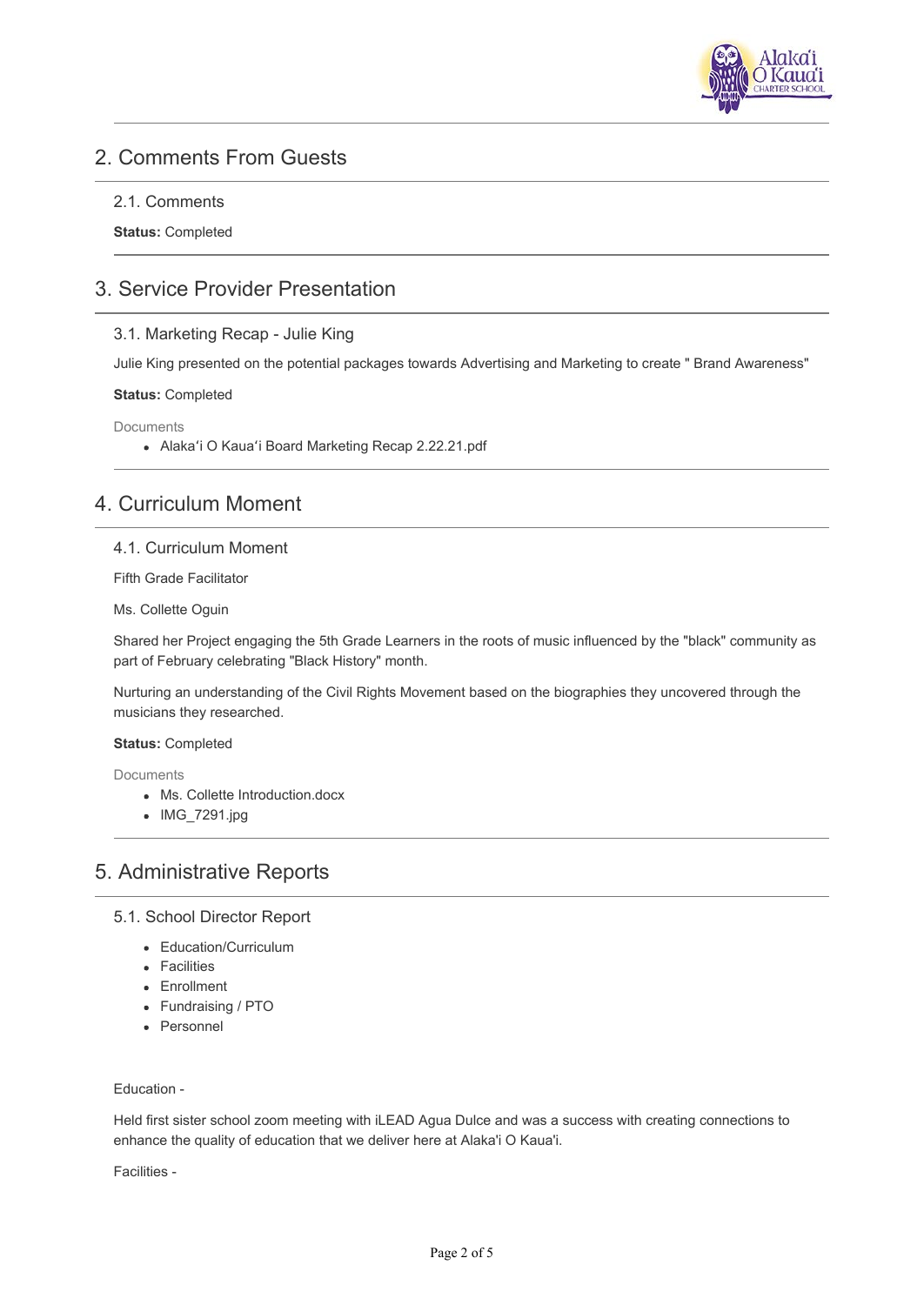## 2. Comments From Guests

### 2.1. Comments

**Status:** Completed

## 3. Service Provider Presentation

### 3.1. Marketing Recap - Julie King

Julie King presented on the potential packages towards Advertising and Marketing to create " Brand Awareness"

**Status:** Completed

Documents

- Alakaʻi O Kauaʻi Board Marketing Recap 2.22.21.pdf

## 4. Curriculum Moment

### 4.1. Curriculum Moment

Fifth Grade Facilitator

Ms. Collette Oguin

Shared her Project engaging the 5th Grade Learners in the roots of music influenced by the "black" community as part of February celebrating "Black History" month.

Nurturing an understanding of the Civil Rights Movement based on the biographies they uncovered through the musicians they researched.

**Status:** Completed

Documents

- Ms. Collette Introduction.docx
- IMG_7291.jpg

## 5. Administrative Reports

### 5.1. School Director Report

- Education/Curriculum
- Facilities
- Enrollment
- Fundraising / PTO
- Personnel

Education -

Held first sister school zoom meeting with iLEAD Agua Dulce and was a success with creating connections to enhance the quality of education that we deliver here at Alaka'i O Kaua'i.

Facilities -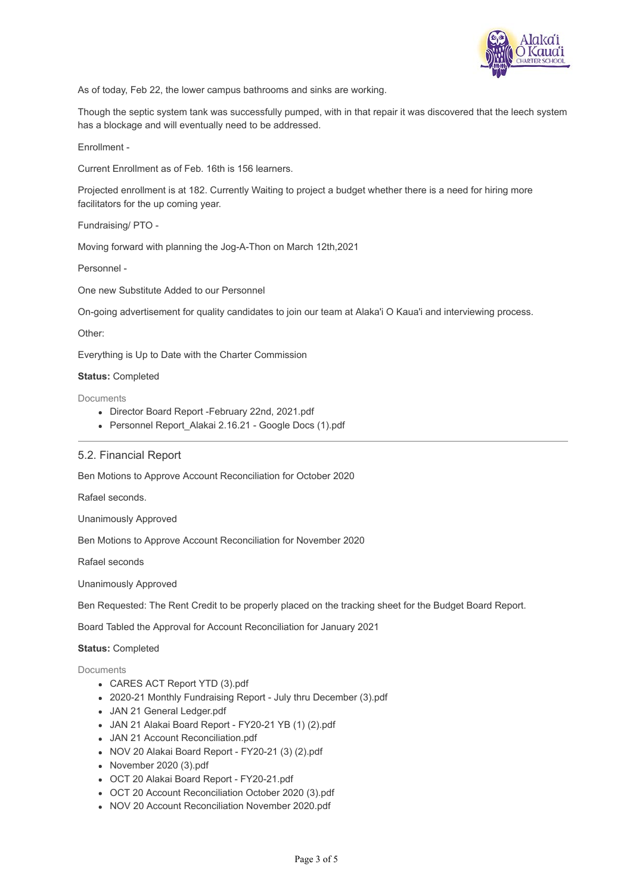As of today, Feb 22, the lower campus bathrooms and sinks are working.

Though the septic system tank was successfully pumped, with in that repair it was discovered that the leech system has a blockage and will eventually need to be addressed.

Enrollment -

Current Enrollment as of Feb. 16th is 156 learners.

Projected enrollment is at 182. Currently Waiting to project a budget whether there is a need for hiring more facilitators for the up coming year.

Fundraising/ PTO -

Moving forward with planning the Jog-A-Thon on March 12th,2021

Personnel -

One new Substitute Added to our Personnel

On-going advertisement for quality candidates to join our team at Alaka'i O Kaua'i and interviewing process.

Other:

Everything is Up to Date with the Charter Commission

**Status:** Completed

Documents

- Director Board Report -February 22nd, 2021.pdf
- Personnel Report_Alakai 2.16.21 - Google Docs (1).pdf

---

### 5.2. Financial Report

Ben Motions to Approve Account Reconciliation for October 2020

Rafael seconds.

Unanimously Approved

Ben Motions to Approve Account Reconciliation for November 2020

Rafael seconds

Unanimously Approved

Ben Requested: The Rent Credit to be properly placed on the tracking sheet for the Budget Board Report.

Board Tabled the Approval for Account Reconciliation for January 2021

**Status:** Completed

Documents

- CARES ACT Report YTD (3).pdf
- 2020-21 Monthly Fundraising Report - July thru December (3).pdf
- JAN 21 General Ledger.pdf
- JAN 21 Alakai Board Report - FY20-21 YB (1) (2).pdf
- JAN 21 Account Reconciliation.pdf
- NOV 20 Alakai Board Report - FY20-21 (3) (2).pdf
- November 2020 (3).pdf
- OCT 20 Alakai Board Report - FY20-21.pdf
- OCT 20 Account Reconciliation October 2020 (3).pdf
- NOV 20 Account Reconciliation November 2020.pdf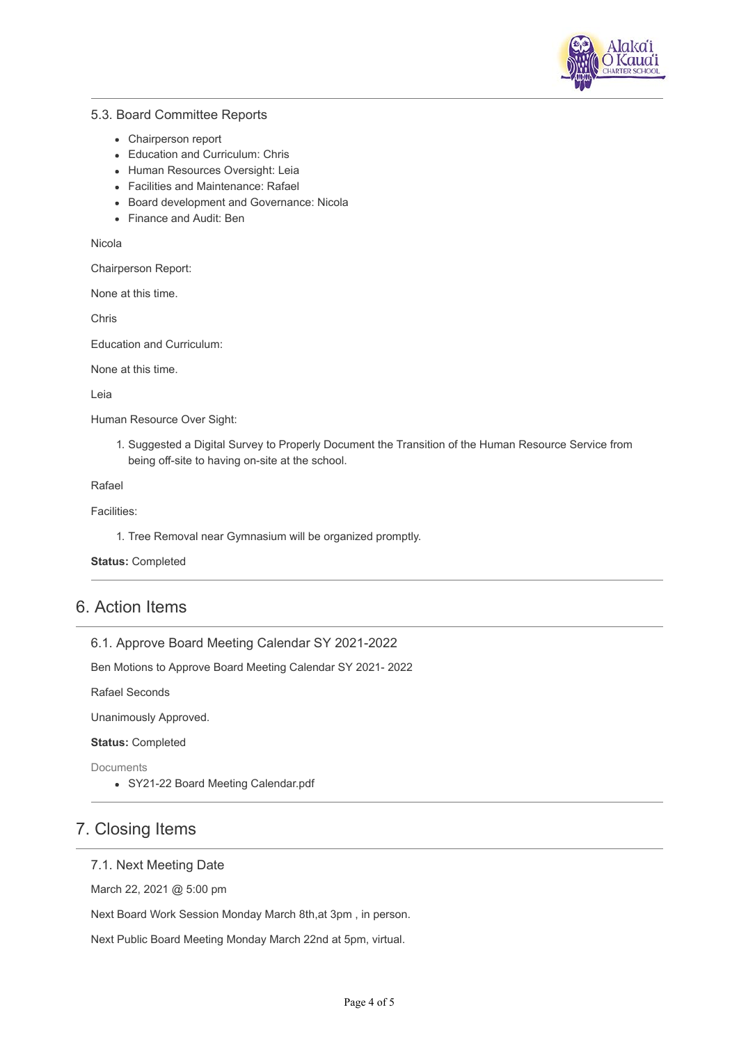### 5.3. Board Committee Reports

- Chairperson report
- Education and Curriculum: Chris
- Human Resources Oversight: Leia
- Facilities and Maintenance: Rafael
- Board development and Governance: Nicola
- Finance and Audit: Ben

Nicola

Chairperson Report:

None at this time.

Chris

Education and Curriculum:

None at this time.

Leia

Human Resource Over Sight:

1. Suggested a Digital Survey to Properly Document the Transition of the Human Resource Service from being off-site to having on-site at the school.

Rafael

Facilities:

1. Tree Removal near Gymnasium will be organized promptly.

**Status:** Completed

## 6. Action Items

### 6.1. Approve Board Meeting Calendar SY 2021-2022

Ben Motions to Approve Board Meeting Calendar SY 2021- 2022

Rafael Seconds

Unanimously Approved.

**Status:** Completed

Documents

- SY21-22 Board Meeting Calendar.pdf

## 7. Closing Items

### 7.1. Next Meeting Date

March 22, 2021 @ 5:00 pm

Next Board Work Session Monday March 8th,at 3pm , in person.

Next Public Board Meeting Monday March 22nd at 5pm, virtual.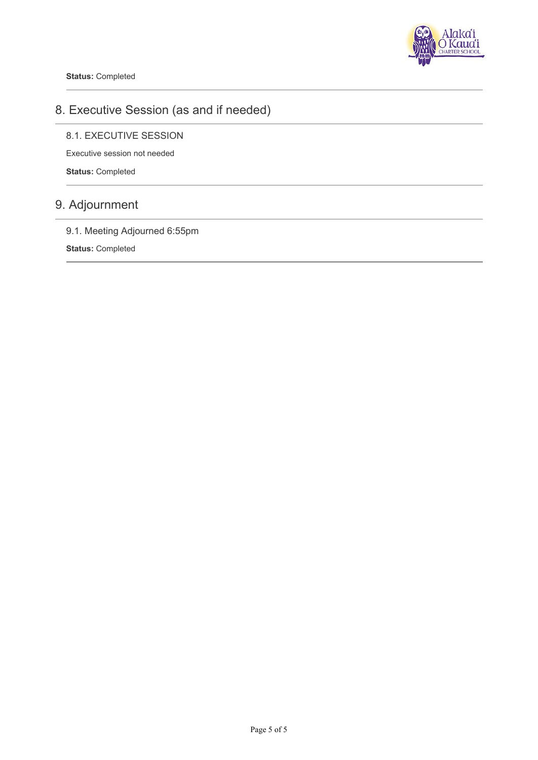**Status:** Completed

## 8. Executive Session (as and if needed)

### 8.1. EXECUTIVE SESSION

Executive session not needed

**Status:** Completed

## 9. Adjournment

### 9.1. Meeting Adjourned 6:55pm

**Status:** Completed